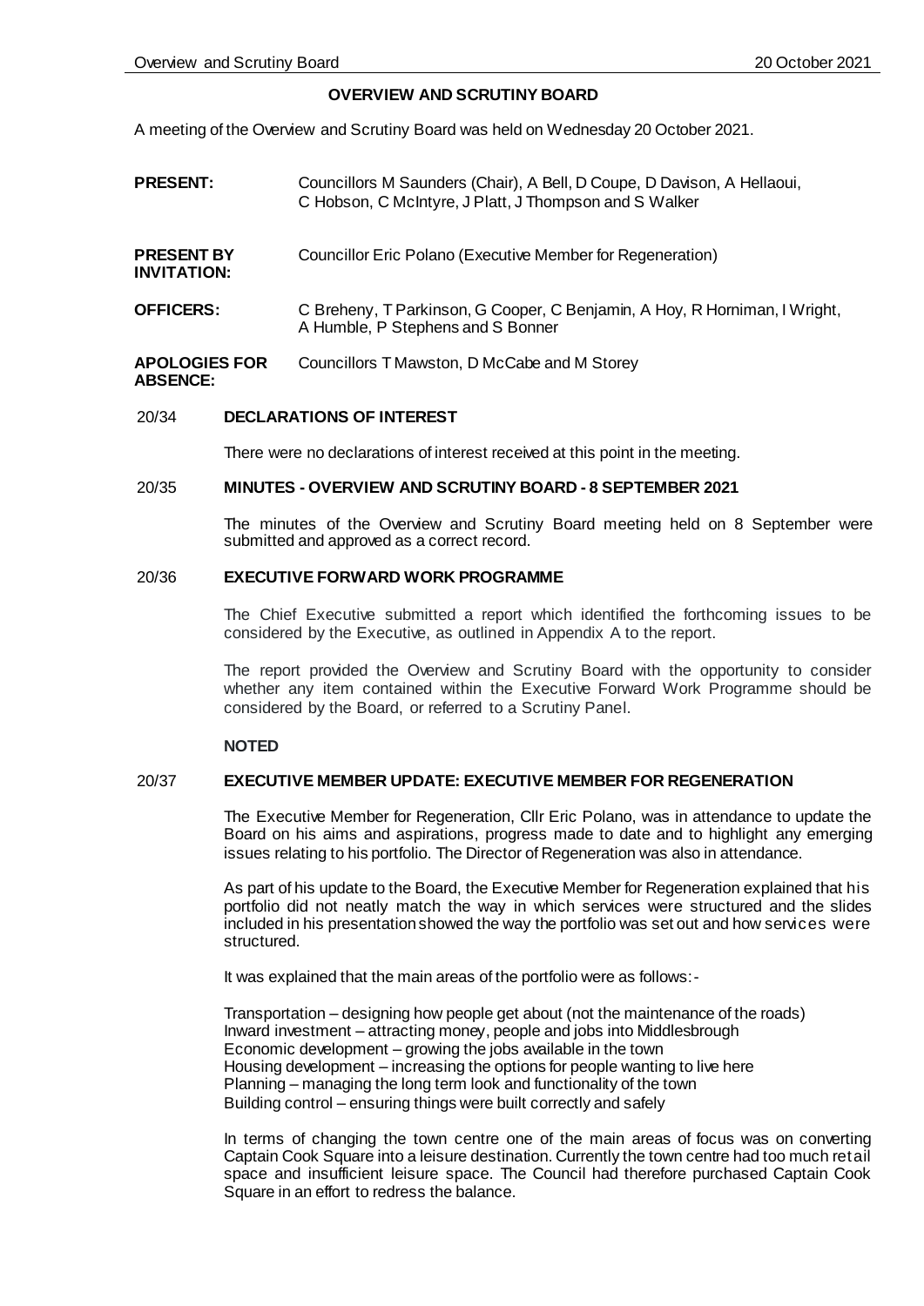# OVERVIEW AND SCRUTINY BOARD

A meeting of the Overview and Scrutiny Board was held on Wednesday 20 October 2021.

| | |
|---|---|
| **PRESENT:** | Councillors M Saunders (Chair), A Bell, D Coupe, D Davison, A Hellaoui, C Hobson, C McIntyre, J Platt, J Thompson and S Walker |
| **PRESENT BY INVITATION:** | Councillor Eric Polano (Executive Member for Regeneration) |
| **OFFICERS:** | C Breheny, T Parkinson, G Cooper, C Benjamin, A Hoy, R Horniman, I Wright, A Humble, P Stephens and S Bonner |
| **APOLOGIES FOR ABSENCE:** | Councillors T Mawston, D McCabe and M Storey |

## 20/34 DECLARATIONS OF INTEREST

There were no declarations of interest received at this point in the meeting.

## 20/35 MINUTES - OVERVIEW AND SCRUTINY BOARD - 8 SEPTEMBER 2021

The minutes of the Overview and Scrutiny Board meeting held on 8 September were submitted and approved as a correct record.

## 20/36 EXECUTIVE FORWARD WORK PROGRAMME

The Chief Executive submitted a report which identified the forthcoming issues to be considered by the Executive, as outlined in Appendix A to the report.

The report provided the Overview and Scrutiny Board with the opportunity to consider whether any item contained within the Executive Forward Work Programme should be considered by the Board, or referred to a Scrutiny Panel.

**NOTED**

## 20/37 EXECUTIVE MEMBER UPDATE: EXECUTIVE MEMBER FOR REGENERATION

The Executive Member for Regeneration, Cllr Eric Polano, was in attendance to update the Board on his aims and aspirations, progress made to date and to highlight any emerging issues relating to his portfolio. The Director of Regeneration was also in attendance.

As part of his update to the Board, the Executive Member for Regeneration explained that his portfolio did not neatly match the way in which services were structured and the slides included in his presentation showed the way the portfolio was set out and how services were structured.

It was explained that the main areas of the portfolio were as follows:-

Transportation – designing how people get about (not the maintenance of the roads)
Inward investment – attracting money, people and jobs into Middlesbrough
Economic development – growing the jobs available in the town
Housing development – increasing the options for people wanting to live here
Planning – managing the long term look and functionality of the town
Building control – ensuring things were built correctly and safely

In terms of changing the town centre one of the main areas of focus was on converting Captain Cook Square into a leisure destination. Currently the town centre had too much retail space and insufficient leisure space. The Council had therefore purchased Captain Cook Square in an effort to redress the balance.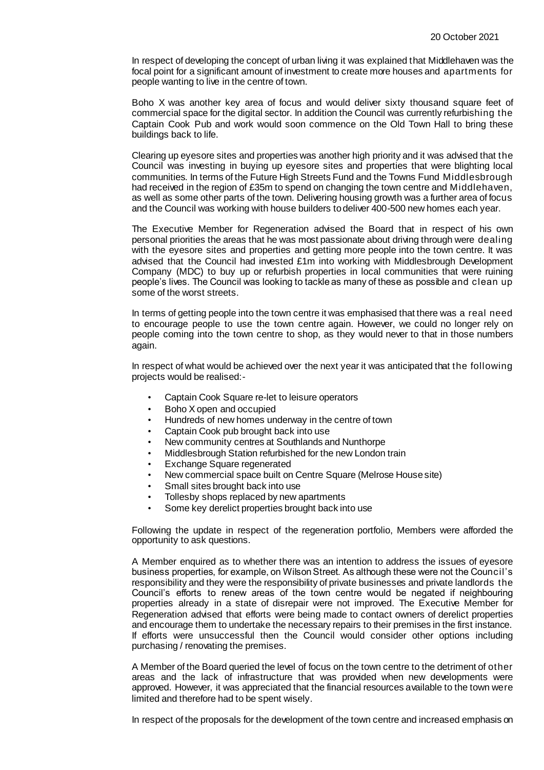In respect of developing the concept of urban living it was explained that Middlehaven was the focal point for a significant amount of investment to create more houses and apartments for people wanting to live in the centre of town.

Boho X was another key area of focus and would deliver sixty thousand square feet of commercial space for the digital sector. In addition the Council was currently refurbishing the Captain Cook Pub and work would soon commence on the Old Town Hall to bring these buildings back to life.

Clearing up eyesore sites and properties was another high priority and it was advised that the Council was investing in buying up eyesore sites and properties that were blighting local communities. In terms of the Future High Streets Fund and the Towns Fund Middlesbrough had received in the region of £35m to spend on changing the town centre and Middlehaven, as well as some other parts of the town. Delivering housing growth was a further area of focus and the Council was working with house builders to deliver 400-500 new homes each year.

The Executive Member for Regeneration advised the Board that in respect of his own personal priorities the areas that he was most passionate about driving through were dealing with the eyesore sites and properties and getting more people into the town centre. It was advised that the Council had invested £1m into working with Middlesbrough Development Company (MDC) to buy up or refurbish properties in local communities that were ruining people's lives. The Council was looking to tackle as many of these as possible and clean up some of the worst streets.

In terms of getting people into the town centre it was emphasised that there was a real need to encourage people to use the town centre again. However, we could no longer rely on people coming into the town centre to shop, as they would never to that in those numbers again.

In respect of what would be achieved over the next year it was anticipated that the following projects would be realised:-

- Captain Cook Square re-let to leisure operators
- Boho X open and occupied
- Hundreds of new homes underway in the centre of town
- Captain Cook pub brought back into use
- New community centres at Southlands and Nunthorpe
- Middlesbrough Station refurbished for the new London train
- Exchange Square regenerated
- New commercial space built on Centre Square (Melrose House site)
- Small sites brought back into use
- Tollesby shops replaced by new apartments
- Some key derelict properties brought back into use

Following the update in respect of the regeneration portfolio, Members were afforded the opportunity to ask questions.

A Member enquired as to whether there was an intention to address the issues of eyesore business properties, for example, on Wilson Street. As although these were not the Council's responsibility and they were the responsibility of private businesses and private landlords the Council's efforts to renew areas of the town centre would be negated if neighbouring properties already in a state of disrepair were not improved. The Executive Member for Regeneration advised that efforts were being made to contact owners of derelict properties and encourage them to undertake the necessary repairs to their premises in the first instance. If efforts were unsuccessful then the Council would consider other options including purchasing / renovating the premises.

A Member of the Board queried the level of focus on the town centre to the detriment of other areas and the lack of infrastructure that was provided when new developments were approved. However, it was appreciated that the financial resources available to the town were limited and therefore had to be spent wisely.

In respect of the proposals for the development of the town centre and increased emphasis on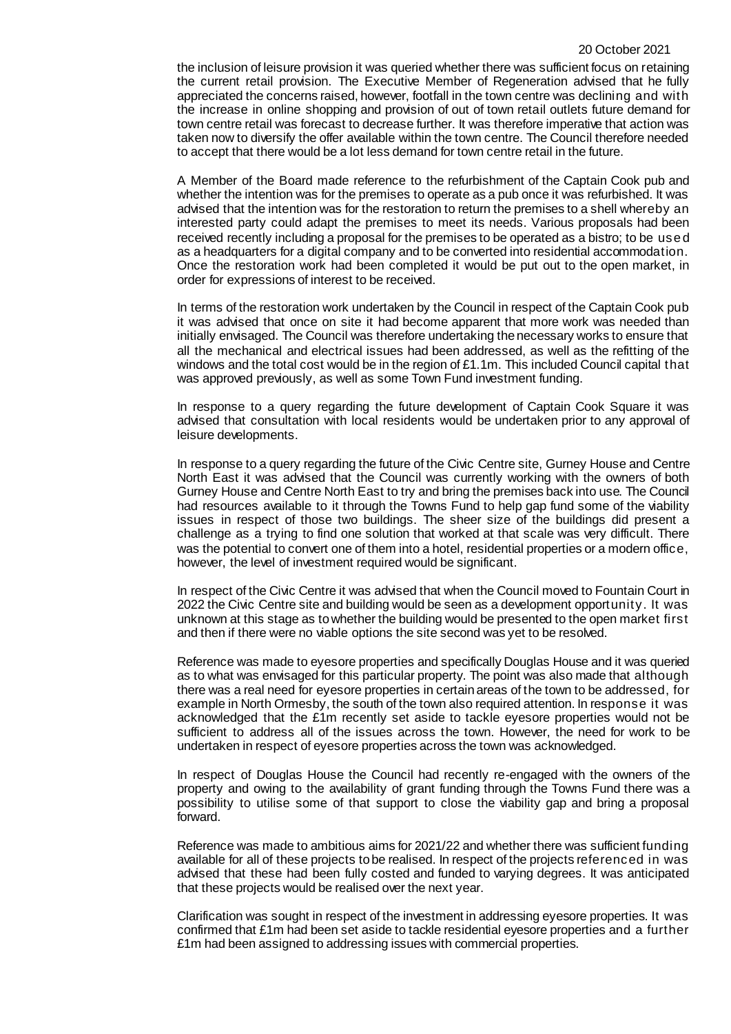the inclusion of leisure provision it was queried whether there was sufficient focus on retaining the current retail provision. The Executive Member of Regeneration advised that he fully appreciated the concerns raised, however, footfall in the town centre was declining and with the increase in online shopping and provision of out of town retail outlets future demand for town centre retail was forecast to decrease further. It was therefore imperative that action was taken now to diversify the offer available within the town centre. The Council therefore needed to accept that there would be a lot less demand for town centre retail in the future.

A Member of the Board made reference to the refurbishment of the Captain Cook pub and whether the intention was for the premises to operate as a pub once it was refurbished. It was advised that the intention was for the restoration to return the premises to a shell whereby an interested party could adapt the premises to meet its needs. Various proposals had been received recently including a proposal for the premises to be operated as a bistro; to be used as a headquarters for a digital company and to be converted into residential accommodation. Once the restoration work had been completed it would be put out to the open market, in order for expressions of interest to be received.

In terms of the restoration work undertaken by the Council in respect of the Captain Cook pub it was advised that once on site it had become apparent that more work was needed than initially envisaged. The Council was therefore undertaking the necessary works to ensure that all the mechanical and electrical issues had been addressed, as well as the refitting of the windows and the total cost would be in the region of £1.1m. This included Council capital that was approved previously, as well as some Town Fund investment funding.

In response to a query regarding the future development of Captain Cook Square it was advised that consultation with local residents would be undertaken prior to any approval of leisure developments.

In response to a query regarding the future of the Civic Centre site, Gurney House and Centre North East it was advised that the Council was currently working with the owners of both Gurney House and Centre North East to try and bring the premises back into use. The Council had resources available to it through the Towns Fund to help gap fund some of the viability issues in respect of those two buildings. The sheer size of the buildings did present a challenge as a trying to find one solution that worked at that scale was very difficult. There was the potential to convert one of them into a hotel, residential properties or a modern office, however, the level of investment required would be significant.

In respect of the Civic Centre it was advised that when the Council moved to Fountain Court in 2022 the Civic Centre site and building would be seen as a development opportunity. It was unknown at this stage as to whether the building would be presented to the open market first and then if there were no viable options the site second was yet to be resolved.

Reference was made to eyesore properties and specifically Douglas House and it was queried as to what was envisaged for this particular property. The point was also made that although there was a real need for eyesore properties in certain areas of the town to be addressed, for example in North Ormesby, the south of the town also required attention. In response it was acknowledged that the £1m recently set aside to tackle eyesore properties would not be sufficient to address all of the issues across the town. However, the need for work to be undertaken in respect of eyesore properties across the town was acknowledged.

In respect of Douglas House the Council had recently re-engaged with the owners of the property and owing to the availability of grant funding through the Towns Fund there was a possibility to utilise some of that support to close the viability gap and bring a proposal forward.

Reference was made to ambitious aims for 2021/22 and whether there was sufficient funding available for all of these projects to be realised. In respect of the projects referenced in was advised that these had been fully costed and funded to varying degrees. It was anticipated that these projects would be realised over the next year.

Clarification was sought in respect of the investment in addressing eyesore properties. It was confirmed that £1m had been set aside to tackle residential eyesore properties and a further £1m had been assigned to addressing issues with commercial properties.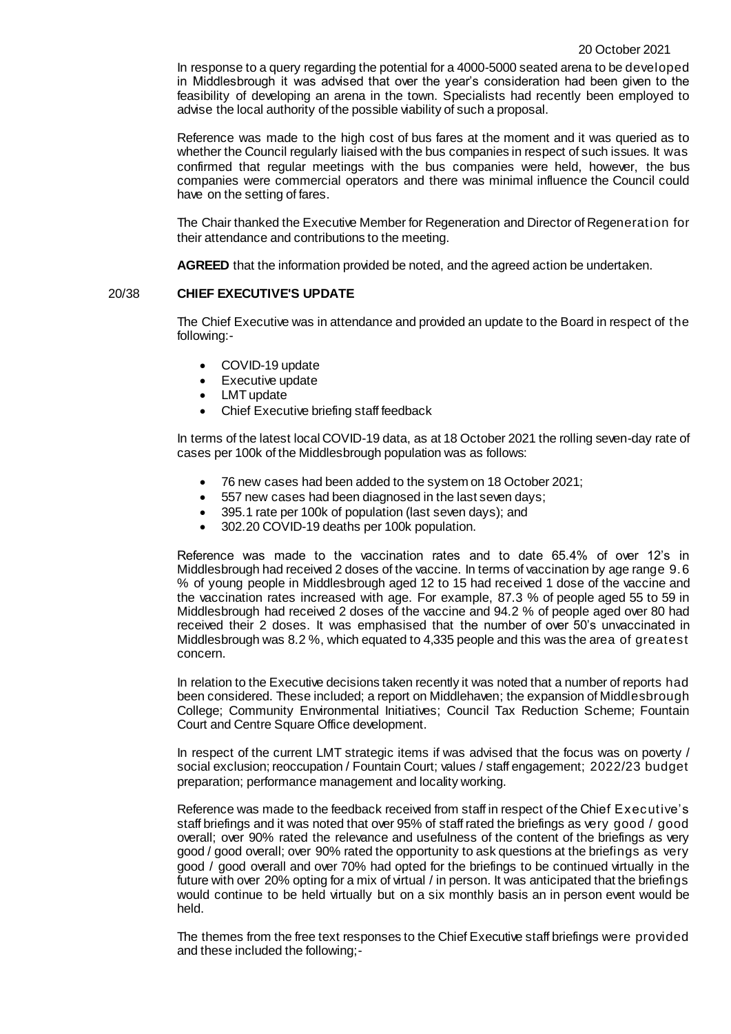In response to a query regarding the potential for a 4000-5000 seated arena to be developed in Middlesbrough it was advised that over the year's consideration had been given to the feasibility of developing an arena in the town. Specialists had recently been employed to advise the local authority of the possible viability of such a proposal.

Reference was made to the high cost of bus fares at the moment and it was queried as to whether the Council regularly liaised with the bus companies in respect of such issues. It was confirmed that regular meetings with the bus companies were held, however, the bus companies were commercial operators and there was minimal influence the Council could have on the setting of fares.

The Chair thanked the Executive Member for Regeneration and Director of Regeneration for their attendance and contributions to the meeting.

**AGREED** that the information provided be noted, and the agreed action be undertaken.

## 20/38 CHIEF EXECUTIVE'S UPDATE

The Chief Executive was in attendance and provided an update to the Board in respect of the following:-

- COVID-19 update
- Executive update
- LMT update
- Chief Executive briefing staff feedback

In terms of the latest local COVID-19 data, as at 18 October 2021 the rolling seven-day rate of cases per 100k of the Middlesbrough population was as follows:

- 76 new cases had been added to the system on 18 October 2021;
- 557 new cases had been diagnosed in the last seven days;
- 395.1 rate per 100k of population (last seven days); and
- 302.20 COVID-19 deaths per 100k population.

Reference was made to the vaccination rates and to date 65.4% of over 12's in Middlesbrough had received 2 doses of the vaccine. In terms of vaccination by age range 9.6 % of young people in Middlesbrough aged 12 to 15 had received 1 dose of the vaccine and the vaccination rates increased with age. For example, 87.3 % of people aged 55 to 59 in Middlesbrough had received 2 doses of the vaccine and 94.2 % of people aged over 80 had received their 2 doses. It was emphasised that the number of over 50's unvaccinated in Middlesbrough was 8.2 %, which equated to 4,335 people and this was the area of greatest concern.

In relation to the Executive decisions taken recently it was noted that a number of reports had been considered. These included; a report on Middlehaven; the expansion of Middlesbrough College; Community Environmental Initiatives; Council Tax Reduction Scheme; Fountain Court and Centre Square Office development.

In respect of the current LMT strategic items if was advised that the focus was on poverty / social exclusion; reoccupation / Fountain Court; values / staff engagement; 2022/23 budget preparation; performance management and locality working.

Reference was made to the feedback received from staff in respect of the Chief Executive's staff briefings and it was noted that over 95% of staff rated the briefings as very good / good overall; over 90% rated the relevance and usefulness of the content of the briefings as very good / good overall; over 90% rated the opportunity to ask questions at the briefings as very good / good overall and over 70% had opted for the briefings to be continued virtually in the future with over 20% opting for a mix of virtual / in person. It was anticipated that the briefings would continue to be held virtually but on a six monthly basis an in person event would be held.

The themes from the free text responses to the Chief Executive staff briefings were provided and these included the following;-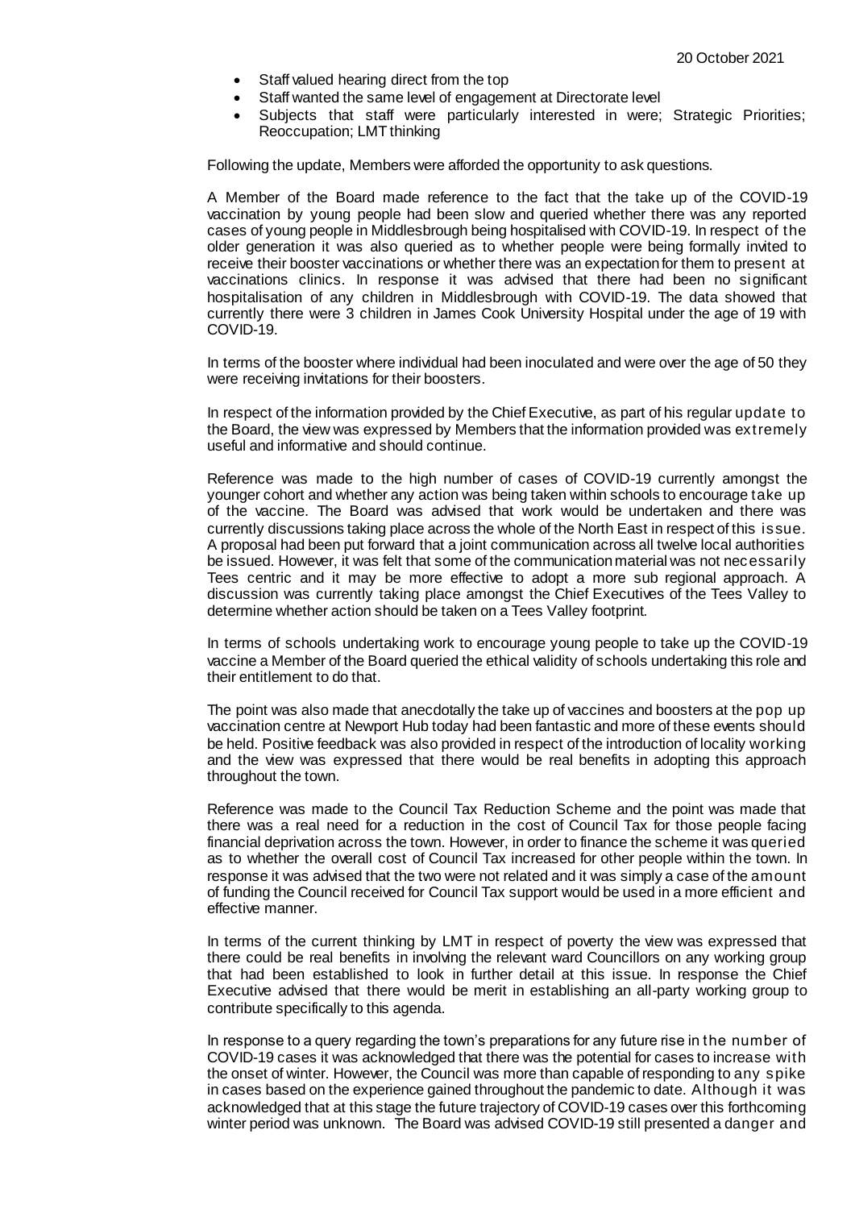- Staff valued hearing direct from the top
- Staff wanted the same level of engagement at Directorate level
- Subjects that staff were particularly interested in were; Strategic Priorities; Reoccupation; LMT thinking

Following the update, Members were afforded the opportunity to ask questions.

A Member of the Board made reference to the fact that the take up of the COVID-19 vaccination by young people had been slow and queried whether there was any reported cases of young people in Middlesbrough being hospitalised with COVID-19. In respect of the older generation it was also queried as to whether people were being formally invited to receive their booster vaccinations or whether there was an expectation for them to present at vaccinations clinics. In response it was advised that there had been no significant hospitalisation of any children in Middlesbrough with COVID-19. The data showed that currently there were 3 children in James Cook University Hospital under the age of 19 with COVID-19.

In terms of the booster where individual had been inoculated and were over the age of 50 they were receiving invitations for their boosters.

In respect of the information provided by the Chief Executive, as part of his regular update to the Board, the view was expressed by Members that the information provided was extremely useful and informative and should continue.

Reference was made to the high number of cases of COVID-19 currently amongst the younger cohort and whether any action was being taken within schools to encourage take up of the vaccine. The Board was advised that work would be undertaken and there was currently discussions taking place across the whole of the North East in respect of this issue. A proposal had been put forward that a joint communication across all twelve local authorities be issued. However, it was felt that some of the communication material was not necessarily Tees centric and it may be more effective to adopt a more sub regional approach. A discussion was currently taking place amongst the Chief Executives of the Tees Valley to determine whether action should be taken on a Tees Valley footprint.

In terms of schools undertaking work to encourage young people to take up the COVID-19 vaccine a Member of the Board queried the ethical validity of schools undertaking this role and their entitlement to do that.

The point was also made that anecdotally the take up of vaccines and boosters at the pop up vaccination centre at Newport Hub today had been fantastic and more of these events should be held. Positive feedback was also provided in respect of the introduction of locality working and the view was expressed that there would be real benefits in adopting this approach throughout the town.

Reference was made to the Council Tax Reduction Scheme and the point was made that there was a real need for a reduction in the cost of Council Tax for those people facing financial deprivation across the town. However, in order to finance the scheme it was queried as to whether the overall cost of Council Tax increased for other people within the town. In response it was advised that the two were not related and it was simply a case of the amount of funding the Council received for Council Tax support would be used in a more efficient and effective manner.

In terms of the current thinking by LMT in respect of poverty the view was expressed that there could be real benefits in involving the relevant ward Councillors on any working group that had been established to look in further detail at this issue. In response the Chief Executive advised that there would be merit in establishing an all-party working group to contribute specifically to this agenda.

In response to a query regarding the town's preparations for any future rise in the number of COVID-19 cases it was acknowledged that there was the potential for cases to increase with the onset of winter. However, the Council was more than capable of responding to any spike in cases based on the experience gained throughout the pandemic to date. Although it was acknowledged that at this stage the future trajectory of COVID-19 cases over this forthcoming winter period was unknown. The Board was advised COVID-19 still presented a danger and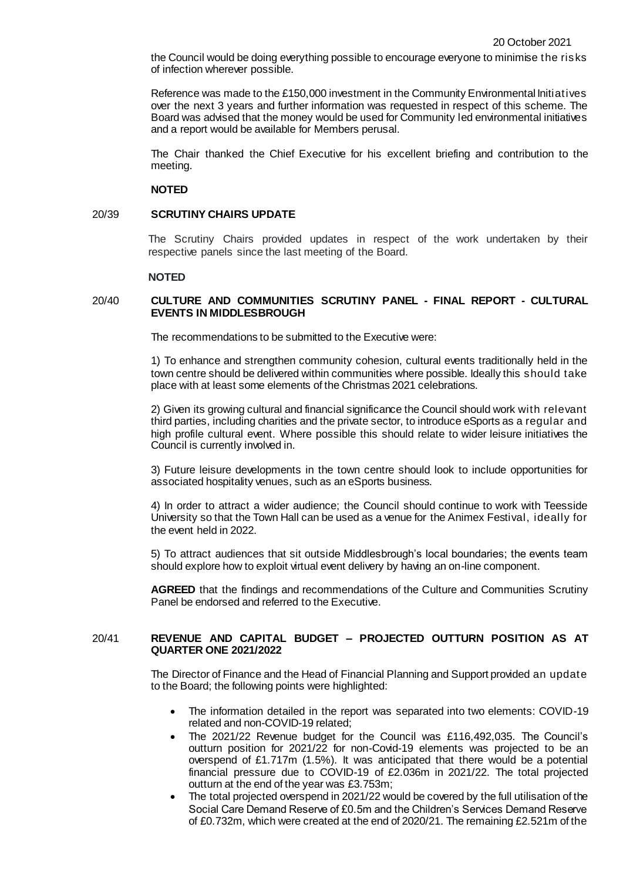the Council would be doing everything possible to encourage everyone to minimise the risks of infection wherever possible.

Reference was made to the £150,000 investment in the Community Environmental Initiatives over the next 3 years and further information was requested in respect of this scheme. The Board was advised that the money would be used for Community led environmental initiatives and a report would be available for Members perusal.

The Chair thanked the Chief Executive for his excellent briefing and contribution to the meeting.

**NOTED**

## 20/39 SCRUTINY CHAIRS UPDATE

The Scrutiny Chairs provided updates in respect of the work undertaken by their respective panels since the last meeting of the Board.

**NOTED**

## 20/40 CULTURE AND COMMUNITIES SCRUTINY PANEL - FINAL REPORT - CULTURAL EVENTS IN MIDDLESBROUGH

The recommendations to be submitted to the Executive were:

1) To enhance and strengthen community cohesion, cultural events traditionally held in the town centre should be delivered within communities where possible. Ideally this should take place with at least some elements of the Christmas 2021 celebrations.

2) Given its growing cultural and financial significance the Council should work with relevant third parties, including charities and the private sector, to introduce eSports as a regular and high profile cultural event. Where possible this should relate to wider leisure initiatives the Council is currently involved in.

3) Future leisure developments in the town centre should look to include opportunities for associated hospitality venues, such as an eSports business.

4) In order to attract a wider audience; the Council should continue to work with Teesside University so that the Town Hall can be used as a venue for the Animex Festival, ideally for the event held in 2022.

5) To attract audiences that sit outside Middlesbrough's local boundaries; the events team should explore how to exploit virtual event delivery by having an on-line component.

**AGREED** that the findings and recommendations of the Culture and Communities Scrutiny Panel be endorsed and referred to the Executive.

## 20/41 REVENUE AND CAPITAL BUDGET – PROJECTED OUTTURN POSITION AS AT QUARTER ONE 2021/2022

The Director of Finance and the Head of Financial Planning and Support provided an update to the Board; the following points were highlighted:

- The information detailed in the report was separated into two elements: COVID-19 related and non-COVID-19 related;
- The 2021/22 Revenue budget for the Council was £116,492,035. The Council's outturn position for 2021/22 for non-Covid-19 elements was projected to be an overspend of £1.717m (1.5%). It was anticipated that there would be a potential financial pressure due to COVID-19 of £2.036m in 2021/22. The total projected outturn at the end of the year was £3.753m;
- The total projected overspend in 2021/22 would be covered by the full utilisation of the Social Care Demand Reserve of £0.5m and the Children's Services Demand Reserve of £0.732m, which were created at the end of 2020/21. The remaining £2.521m of the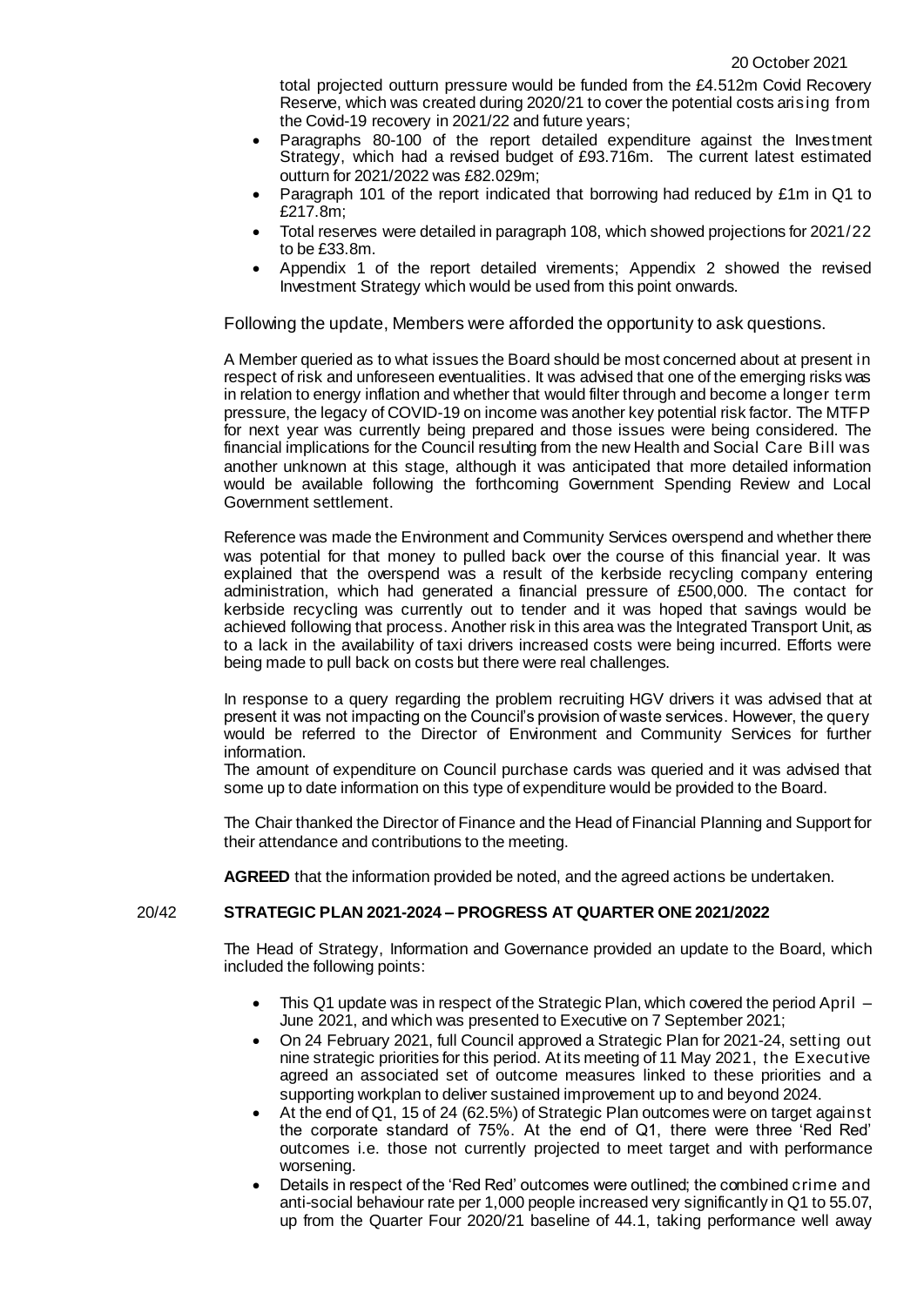total projected outturn pressure would be funded from the £4.512m Covid Recovery Reserve, which was created during 2020/21 to cover the potential costs arising from the Covid-19 recovery in 2021/22 and future years;

- Paragraphs 80-100 of the report detailed expenditure against the Investment Strategy, which had a revised budget of £93.716m. The current latest estimated outturn for 2021/2022 was £82.029m;
- Paragraph 101 of the report indicated that borrowing had reduced by £1m in Q1 to £217.8m;
- Total reserves were detailed in paragraph 108, which showed projections for 2021/22 to be £33.8m.
- Appendix 1 of the report detailed virements; Appendix 2 showed the revised Investment Strategy which would be used from this point onwards.

Following the update, Members were afforded the opportunity to ask questions.

A Member queried as to what issues the Board should be most concerned about at present in respect of risk and unforeseen eventualities. It was advised that one of the emerging risks was in relation to energy inflation and whether that would filter through and become a longer term pressure, the legacy of COVID-19 on income was another key potential risk factor. The MTFP for next year was currently being prepared and those issues were being considered. The financial implications for the Council resulting from the new Health and Social Care Bill was another unknown at this stage, although it was anticipated that more detailed information would be available following the forthcoming Government Spending Review and Local Government settlement.

Reference was made the Environment and Community Services overspend and whether there was potential for that money to pulled back over the course of this financial year. It was explained that the overspend was a result of the kerbside recycling company entering administration, which had generated a financial pressure of £500,000. The contact for kerbside recycling was currently out to tender and it was hoped that savings would be achieved following that process. Another risk in this area was the Integrated Transport Unit, as to a lack in the availability of taxi drivers increased costs were being incurred. Efforts were being made to pull back on costs but there were real challenges.

In response to a query regarding the problem recruiting HGV drivers it was advised that at present it was not impacting on the Council's provision of waste services. However, the query would be referred to the Director of Environment and Community Services for further information.

The amount of expenditure on Council purchase cards was queried and it was advised that some up to date information on this type of expenditure would be provided to the Board.

The Chair thanked the Director of Finance and the Head of Financial Planning and Support for their attendance and contributions to the meeting.

**AGREED** that the information provided be noted, and the agreed actions be undertaken.

## 20/42 STRATEGIC PLAN 2021-2024 – PROGRESS AT QUARTER ONE 2021/2022

The Head of Strategy, Information and Governance provided an update to the Board, which included the following points:

- This Q1 update was in respect of the Strategic Plan, which covered the period April – June 2021, and which was presented to Executive on 7 September 2021;
- On 24 February 2021, full Council approved a Strategic Plan for 2021-24, setting out nine strategic priorities for this period. At its meeting of 11 May 2021, the Executive agreed an associated set of outcome measures linked to these priorities and a supporting workplan to deliver sustained improvement up to and beyond 2024.
- At the end of Q1, 15 of 24 (62.5%) of Strategic Plan outcomes were on target against the corporate standard of 75%. At the end of Q1, there were three 'Red Red' outcomes i.e. those not currently projected to meet target and with performance worsening.
- Details in respect of the 'Red Red' outcomes were outlined; the combined crime and anti-social behaviour rate per 1,000 people increased very significantly in Q1 to 55.07, up from the Quarter Four 2020/21 baseline of 44.1, taking performance well away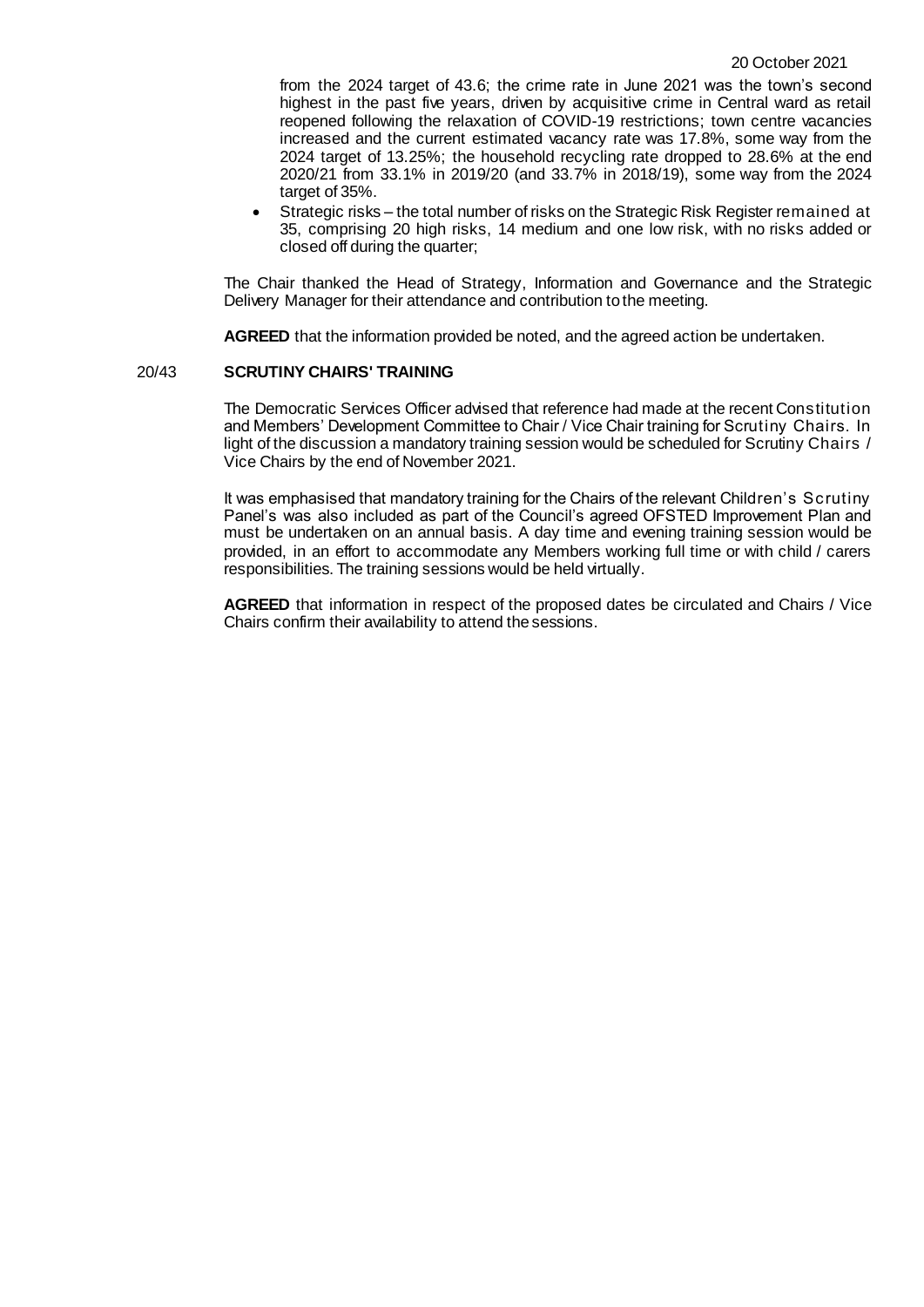from the 2024 target of 43.6; the crime rate in June 2021 was the town's second highest in the past five years, driven by acquisitive crime in Central ward as retail reopened following the relaxation of COVID-19 restrictions; town centre vacancies increased and the current estimated vacancy rate was 17.8%, some way from the 2024 target of 13.25%; the household recycling rate dropped to 28.6% at the end 2020/21 from 33.1% in 2019/20 (and 33.7% in 2018/19), some way from the 2024 target of 35%.

- Strategic risks – the total number of risks on the Strategic Risk Register remained at 35, comprising 20 high risks, 14 medium and one low risk, with no risks added or closed off during the quarter;

The Chair thanked the Head of Strategy, Information and Governance and the Strategic Delivery Manager for their attendance and contribution to the meeting.

**AGREED** that the information provided be noted, and the agreed action be undertaken.

## 20/43 SCRUTINY CHAIRS' TRAINING

The Democratic Services Officer advised that reference had made at the recent Constitution and Members' Development Committee to Chair / Vice Chair training for Scrutiny Chairs. In light of the discussion a mandatory training session would be scheduled for Scrutiny Chairs / Vice Chairs by the end of November 2021.

It was emphasised that mandatory training for the Chairs of the relevant Children's Scrutiny Panel's was also included as part of the Council's agreed OFSTED Improvement Plan and must be undertaken on an annual basis. A day time and evening training session would be provided, in an effort to accommodate any Members working full time or with child / carers responsibilities. The training sessions would be held virtually.

**AGREED** that information in respect of the proposed dates be circulated and Chairs / Vice Chairs confirm their availability to attend the sessions.